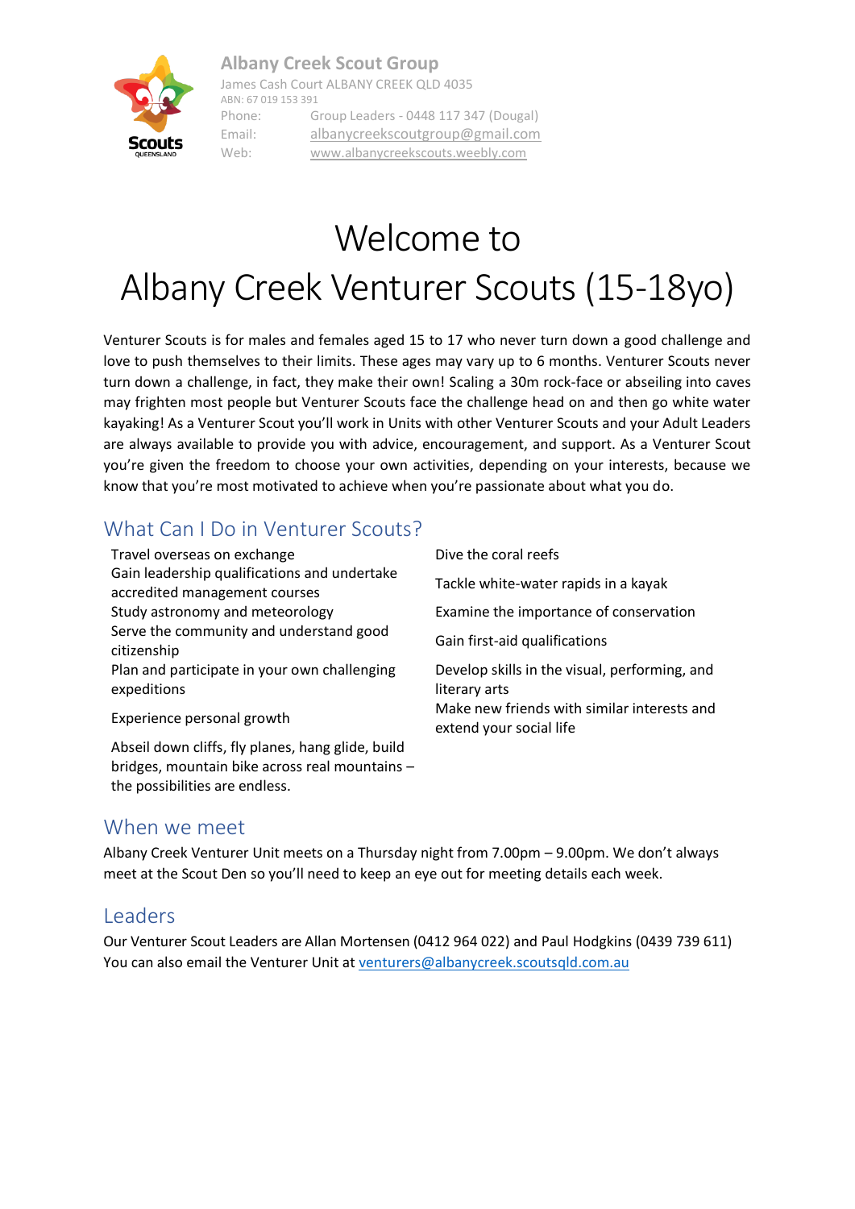Albany Creek Scout Group
James Cash Court ALBANY CREEK QLD 4035
ABN: 67 019 153 391
Phone: Group Leaders - 0448 117 347 (Dougal)
Email: albanycreekscoutgroup@gmail.com
Web: www.albanycreekscouts.weebly.com

# Welcome to Albany Creek Venturer Scouts (15-18yo)

Venturer Scouts is for males and females aged 15 to 17 who never turn down a good challenge and love to push themselves to their limits. These ages may vary up to 6 months. Venturer Scouts never turn down a challenge, in fact, they make their own! Scaling a 30m rock-face or abseiling into caves may frighten most people but Venturer Scouts face the challenge head on and then go white water kayaking! As a Venturer Scout you'll work in Units with other Venturer Scouts and your Adult Leaders are always available to provide you with advice, encouragement, and support. As a Venturer Scout you're given the freedom to choose your own activities, depending on your interests, because we know that you're most motivated to achieve when you're passionate about what you do.

## What Can I Do in Venturer Scouts?

- Travel overseas on exchange
- Gain leadership qualifications and undertake accredited management courses
- Study astronomy and meteorology
- Serve the community and understand good citizenship
- Plan and participate in your own challenging expeditions
- Experience personal growth
- Abseil down cliffs, fly planes, hang glide, build bridges, mountain bike across real mountains – the possibilities are endless.
- Dive the coral reefs
- Tackle white-water rapids in a kayak
- Examine the importance of conservation
- Gain first-aid qualifications
- Develop skills in the visual, performing, and literary arts
- Make new friends with similar interests and extend your social life

## When we meet

Albany Creek Venturer Unit meets on a Thursday night from 7.00pm – 9.00pm. We don't always meet at the Scout Den so you'll need to keep an eye out for meeting details each week.

## Leaders

Our Venturer Scout Leaders are Allan Mortensen (0412 964 022) and Paul Hodgkins (0439 739 611)
You can also email the Venturer Unit at venturers@albanycreek.scoutsqld.com.au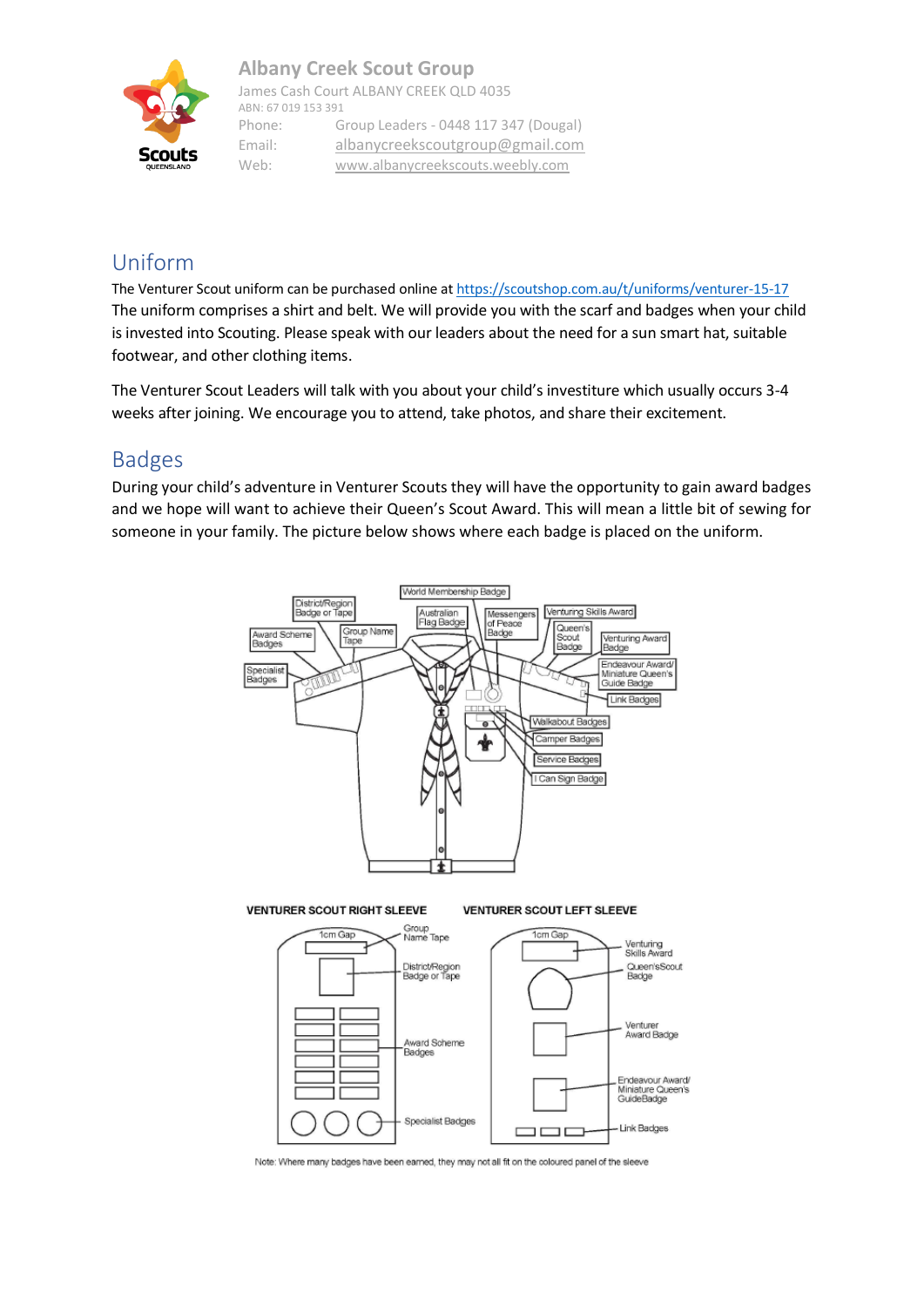## Uniform

The Venturer Scout uniform can be purchased online at https://scoutshop.com.au/t/uniforms/venturer-15-17

The uniform comprises a shirt and belt. We will provide you with the scarf and badges when your child is invested into Scouting. Please speak with our leaders about the need for a sun smart hat, suitable footwear, and other clothing items.

The Venturer Scout Leaders will talk with you about your child's investiture which usually occurs 3-4 weeks after joining. We encourage you to attend, take photos, and share their excitement.

## Badges

During your child's adventure in Venturer Scouts they will have the opportunity to gain award badges and we hope will want to achieve their Queen's Scout Award. This will mean a little bit of sewing for someone in your family. The picture below shows where each badge is placed on the uniform.

District/Region Badge or Tape
Award Scheme Badges
Specialist Badges
Group Name Tape
World Membership Badge
Australian Flag Badge
Messengers of Peace Badge
Venturing Skills Award
Queen's Scout Badge
Venturing Award Badge
Endeavour Award/ Miniature Queen's Guide Badge
Link Badges
Walkabout Badges
Camper Badges
Service Badges
I Can Sign Badge

VENTURER SCOUT RIGHT SLEEVE

1cm Gap
Group Name Tape
District/Region Badge or Tape
Award Scheme Badges
Specialist Badges

VENTURER SCOUT LEFT SLEEVE

1cm Gap
Venturing Skills Award
Queen'sScout Badge
Venturer Award Badge
Endeavour Award/ Miniature Queen's GuideBadge
Link Badges

Note: Where many badges have been earned, they may not all fit on the coloured panel of the sleeve